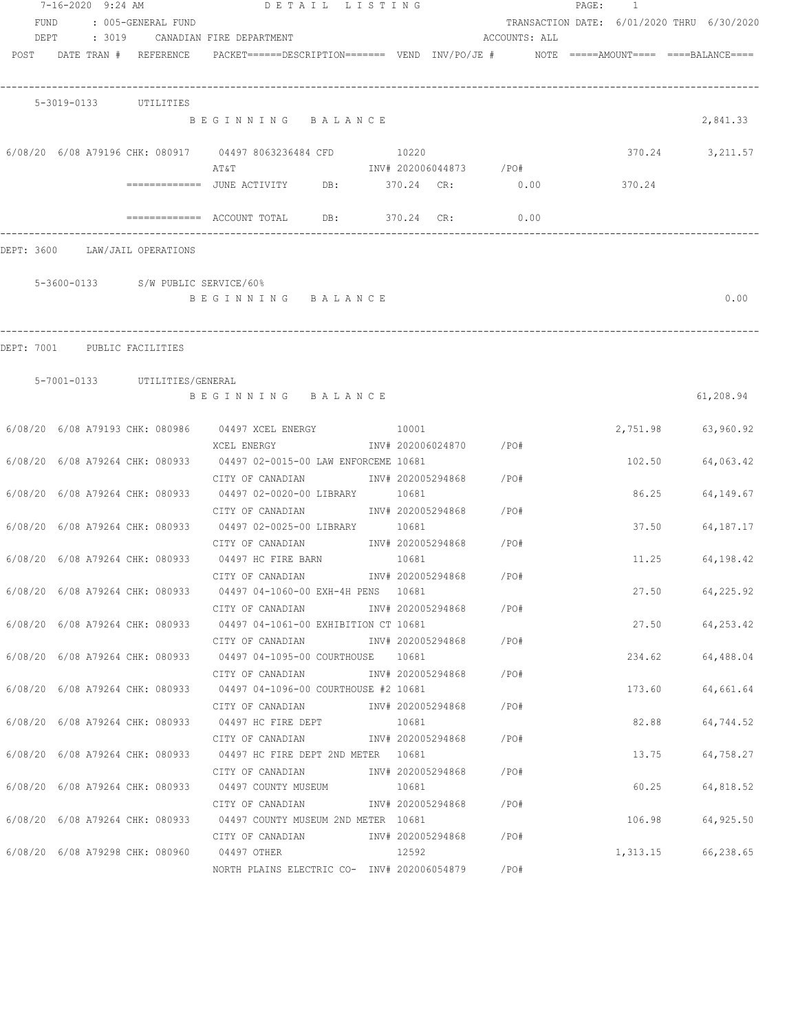DETAIL LISTING

FUND : 005-GENERAL FUND — TRANSACTION DATE: 6/01/2020 THRU 6/30/2020

DEPT : 3019 CANADIAN FIRE DEPARTMENT — ACCOUNTS: ALL

| POST | DATE | TRAN # | REFERENCE | PACKET | DESCRIPTION | VEND | INV/PO/JE # | NOTE | AMOUNT | BALANCE |
|---|---|---|---|---|---|---|---|---|---|---|

**5-3019-0133 UTILITIES**

| POST | DATE | TRAN # | REFERENCE | PACKET | DESCRIPTION | VEND | INV/PO/JE # | AMOUNT | BALANCE |
|---|---|---|---|---|---|---|---|---|---|
| | | | | | BEGINNING BALANCE | | | | 2,841.33 |
| 6/08/20 | 6/08 | A79196 | CHK: 080917 | 04497 | 8063236484 CFD / AT&T | 10220 | INV# 202006044873 /PO# | 370.24 | 3,211.57 |

============= JUNE ACTIVITY DB: 370.24 CR: 0.00 — 370.24

============= ACCOUNT TOTAL DB: 370.24 CR: 0.00

DEPT: 3600 LAW/JAIL OPERATIONS

**5-3600-0133 S/W PUBLIC SERVICE/60%**

| | BALANCE |
|---|---|
| BEGINNING BALANCE | 0.00 |

DEPT: 7001 PUBLIC FACILITIES

**5-7001-0133 UTILITIES/GENERAL**

| POST | DATE | TRAN # | REFERENCE | PACKET | DESCRIPTION | VEND | INV/PO/JE # | AMOUNT | BALANCE |
|---|---|---|---|---|---|---|---|---|---|
| | | | | | BEGINNING BALANCE | | | | 61,208.94 |
| 6/08/20 | 6/08 | A79193 | CHK: 080986 | 04497 | XCEL ENERGY / XCEL ENERGY | 10001 | INV# 202006024870 /PO# | 2,751.98 | 63,960.92 |
| 6/08/20 | 6/08 | A79264 | CHK: 080933 | 04497 | 02-0015-00 LAW ENFORCEME / CITY OF CANADIAN | 10681 | INV# 202005294868 /PO# | 102.50 | 64,063.42 |
| 6/08/20 | 6/08 | A79264 | CHK: 080933 | 04497 | 02-0020-00 LIBRARY / CITY OF CANADIAN | 10681 | INV# 202005294868 /PO# | 86.25 | 64,149.67 |
| 6/08/20 | 6/08 | A79264 | CHK: 080933 | 04497 | 02-0025-00 LIBRARY / CITY OF CANADIAN | 10681 | INV# 202005294868 /PO# | 37.50 | 64,187.17 |
| 6/08/20 | 6/08 | A79264 | CHK: 080933 | 04497 | HC FIRE BARN / CITY OF CANADIAN | 10681 | INV# 202005294868 /PO# | 11.25 | 64,198.42 |
| 6/08/20 | 6/08 | A79264 | CHK: 080933 | 04497 | 04-1060-00 EXH-4H PENS / CITY OF CANADIAN | 10681 | INV# 202005294868 /PO# | 27.50 | 64,225.92 |
| 6/08/20 | 6/08 | A79264 | CHK: 080933 | 04497 | 04-1061-00 EXHIBITION CT / CITY OF CANADIAN | 10681 | INV# 202005294868 /PO# | 27.50 | 64,253.42 |
| 6/08/20 | 6/08 | A79264 | CHK: 080933 | 04497 | 04-1095-00 COURTHOUSE / CITY OF CANADIAN | 10681 | INV# 202005294868 /PO# | 234.62 | 64,488.04 |
| 6/08/20 | 6/08 | A79264 | CHK: 080933 | 04497 | 04-1096-00 COURTHOUSE #2 / CITY OF CANADIAN | 10681 | INV# 202005294868 /PO# | 173.60 | 64,661.64 |
| 6/08/20 | 6/08 | A79264 | CHK: 080933 | 04497 | HC FIRE DEPT / CITY OF CANADIAN | 10681 | INV# 202005294868 /PO# | 82.88 | 64,744.52 |
| 6/08/20 | 6/08 | A79264 | CHK: 080933 | 04497 | HC FIRE DEPT 2ND METER / CITY OF CANADIAN | 10681 | INV# 202005294868 /PO# | 13.75 | 64,758.27 |
| 6/08/20 | 6/08 | A79264 | CHK: 080933 | 04497 | COUNTY MUSEUM / CITY OF CANADIAN | 10681 | INV# 202005294868 /PO# | 60.25 | 64,818.52 |
| 6/08/20 | 6/08 | A79264 | CHK: 080933 | 04497 | COUNTY MUSEUM 2ND METER / CITY OF CANADIAN | 10681 | INV# 202005294868 /PO# | 106.98 | 64,925.50 |
| 6/08/20 | 6/08 | A79298 | CHK: 080960 | 04497 | OTHER / NORTH PLAINS ELECTRIC CO- | 12592 | INV# 202006054879 /PO# | 1,313.15 | 66,238.65 |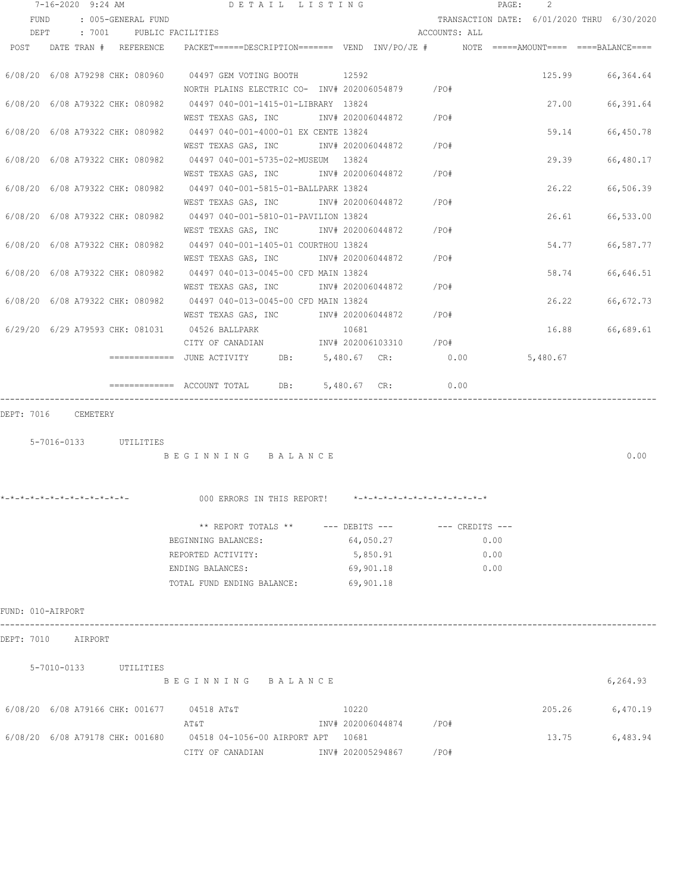7-16-2020 9:24 AM — DETAIL LISTING

FUND : 005-GENERAL FUND — TRANSACTION DATE: 6/01/2020 THRU 6/30/2020

DEPT : 7001 PUBLIC FACILITIES — ACCOUNTS: ALL

| POST | DATE | TRAN # | REFERENCE | PACKET / DESCRIPTION | VEND | INV/PO/JE # | NOTE | AMOUNT | BALANCE |
|---|---|---|---|---|---|---|---|---|---|
| 6/08/20 | 6/08 | A79298 | CHK: 080960 | 04497 GEM VOTING BOOTH / NORTH PLAINS ELECTRIC CO- | 12592 | INV# 202006054879 /PO# | | 125.99 | 66,364.64 |
| 6/08/20 | 6/08 | A79322 | CHK: 080982 | 04497 040-001-1415-01-LIBRARY / WEST TEXAS GAS, INC | 13824 | INV# 202006044872 /PO# | | 27.00 | 66,391.64 |
| 6/08/20 | 6/08 | A79322 | CHK: 080982 | 04497 040-001-4000-01 EX CENTE / WEST TEXAS GAS, INC | 13824 | INV# 202006044872 /PO# | | 59.14 | 66,450.78 |
| 6/08/20 | 6/08 | A79322 | CHK: 080982 | 04497 040-001-5735-02-MUSEUM / WEST TEXAS GAS, INC | 13824 | INV# 202006044872 /PO# | | 29.39 | 66,480.17 |
| 6/08/20 | 6/08 | A79322 | CHK: 080982 | 04497 040-001-5815-01-BALLPARK / WEST TEXAS GAS, INC | 13824 | INV# 202006044872 /PO# | | 26.22 | 66,506.39 |
| 6/08/20 | 6/08 | A79322 | CHK: 080982 | 04497 040-001-5810-01-PAVILION / WEST TEXAS GAS, INC | 13824 | INV# 202006044872 /PO# | | 26.61 | 66,533.00 |
| 6/08/20 | 6/08 | A79322 | CHK: 080982 | 04497 040-001-1405-01 COURTHOU / WEST TEXAS GAS, INC | 13824 | INV# 202006044872 /PO# | | 54.77 | 66,587.77 |
| 6/08/20 | 6/08 | A79322 | CHK: 080982 | 04497 040-013-0045-00 CFD MAIN / WEST TEXAS GAS, INC | 13824 | INV# 202006044872 /PO# | | 58.74 | 66,646.51 |
| 6/08/20 | 6/08 | A79322 | CHK: 080982 | 04497 040-013-0045-00 CFD MAIN / WEST TEXAS GAS, INC | 13824 | INV# 202006044872 /PO# | | 26.22 | 66,672.73 |
| 6/29/20 | 6/29 | A79593 | CHK: 081031 | 04526 BALLPARK / CITY OF CANADIAN | 10681 | INV# 202006103310 /PO# | | 16.88 | 66,689.61 |

============= JUNE ACTIVITY DB: 5,480.67 CR: 0.00 5,480.67

============= ACCOUNT TOTAL DB: 5,480.67 CR: 0.00

DEPT: 7016 CEMETERY

5-7016-0133 UTILITIES

B E G I N N I N G B A L A N C E 0.00

*-*-*-*-*-*-*-*-*-*-*-*-*- 000 ERRORS IN THIS REPORT! *-*-*-*-*-*-*-*-*-*-*-*-*-*

| ** REPORT TOTALS ** | --- DEBITS --- | --- CREDITS --- |
|---|---|---|
| BEGINNING BALANCES: | 64,050.27 | 0.00 |
| REPORTED ACTIVITY: | 5,850.91 | 0.00 |
| ENDING BALANCES: | 69,901.18 | 0.00 |
| TOTAL FUND ENDING BALANCE: | 69,901.18 | |

FUND: 010-AIRPORT

DEPT: 7010 AIRPORT

5-7010-0133 UTILITIES

B E G I N N I N G B A L A N C E 6,264.93

| POST | DATE | TRAN # | REFERENCE | PACKET / DESCRIPTION | VEND | INV/PO/JE # | NOTE | AMOUNT | BALANCE |
|---|---|---|---|---|---|---|---|---|---|
| 6/08/20 | 6/08 | A79166 | CHK: 001677 | 04518 AT&T / AT&T | 10220 | INV# 202006044874 /PO# | | 205.26 | 6,470.19 |
| 6/08/20 | 6/08 | A79178 | CHK: 001680 | 04518 04-1056-00 AIRPORT APT / CITY OF CANADIAN | 10681 | INV# 202005294867 /PO# | | 13.75 | 6,483.94 |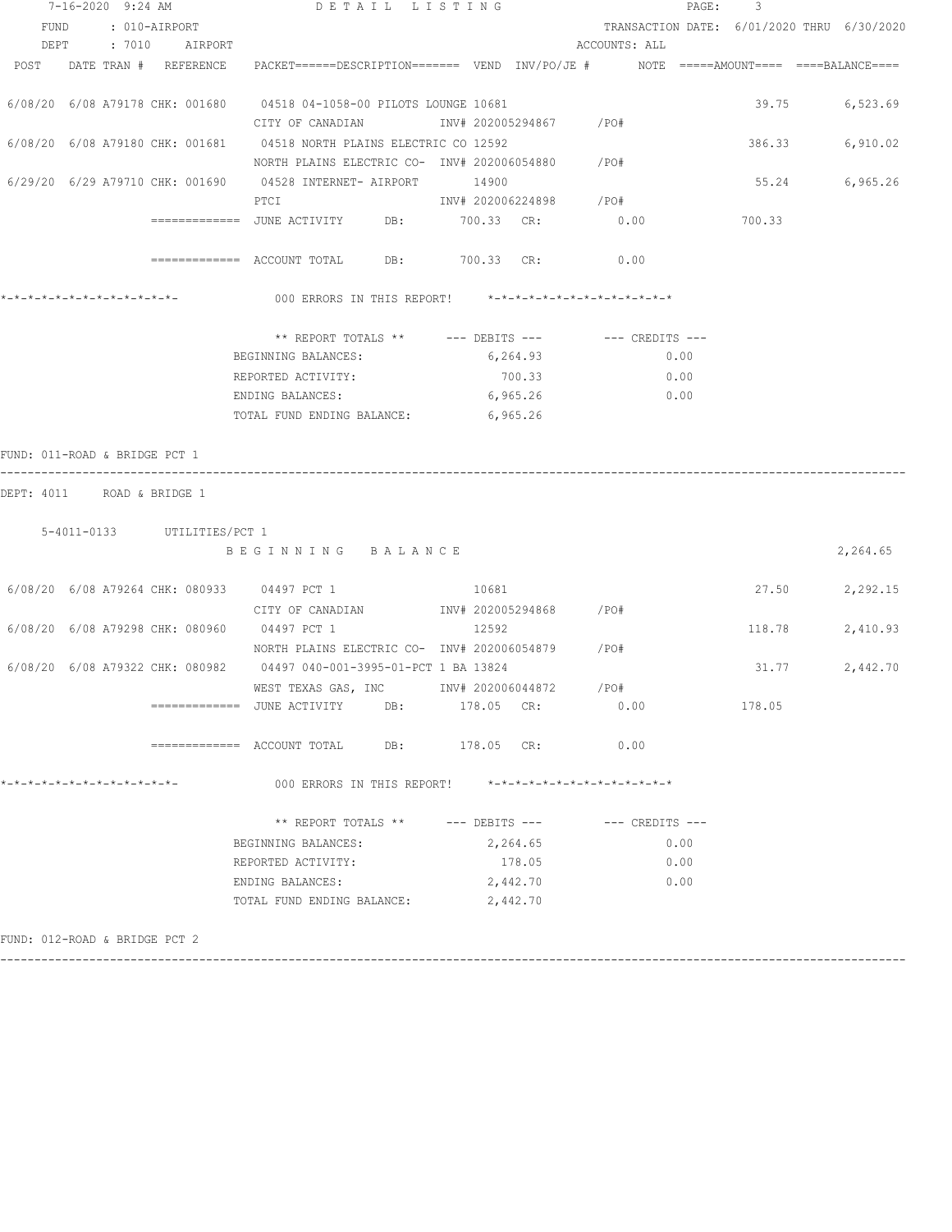7-16-2020 9:24 AM DETAIL LISTING

FUND : 010-AIRPORT TRANSACTION DATE: 6/01/2020 THRU 6/30/2020

DEPT : 7010 AIRPORT ACCOUNTS: ALL

| POST | DATE | TRAN # | REFERENCE | PACKET======DESCRIPTION======= | VEND | INV/PO/JE # | NOTE | =====AMOUNT==== | ====BALANCE==== |
|---|---|---|---|---|---|---|---|---|---|
| 6/08/20 | 6/08 | A79178 | CHK: 001680 | 04518 04-1058-00 PILOTS LOUNGE | 10681 | | | 39.75 | 6,523.69 |
| | | | | CITY OF CANADIAN | | INV# 202005294867 /PO# | | | |
| 6/08/20 | 6/08 | A79180 | CHK: 001681 | 04518 NORTH PLAINS ELECTRIC CO | 12592 | | | 386.33 | 6,910.02 |
| | | | | NORTH PLAINS ELECTRIC CO- | | INV# 202006054880 /PO# | | | |
| 6/29/20 | 6/29 | A79710 | CHK: 001690 | 04528 INTERNET- AIRPORT | 14900 | | | 55.24 | 6,965.26 |
| | | | | PTCI | | INV# 202006224898 /PO# | | | |

============= JUNE ACTIVITY DB: 700.33 CR: 0.00 700.33

============= ACCOUNT TOTAL DB: 700.33 CR: 0.00

*-*-*-*-*-*-*-*-*-*-*-*-*- 000 ERRORS IN THIS REPORT! *-*-*-*-*-*-*-*-*-*-*-*-*-*

| ** REPORT TOTALS ** | --- DEBITS --- | --- CREDITS --- |
|---|---|---|
| BEGINNING BALANCES: | 6,264.93 | 0.00 |
| REPORTED ACTIVITY: | 700.33 | 0.00 |
| ENDING BALANCES: | 6,965.26 | 0.00 |
| TOTAL FUND ENDING BALANCE: | 6,965.26 | |

FUND: 011-ROAD & BRIDGE PCT 1

---

DEPT: 4011 ROAD & BRIDGE 1

5-4011-0133 UTILITIES/PCT 1

B E G I N N I N G B A L A N C E 2,264.65

| POST | DATE | TRAN # | REFERENCE | PACKET======DESCRIPTION======= | VEND | INV/PO/JE # | NOTE | =====AMOUNT==== | ====BALANCE==== |
|---|---|---|---|---|---|---|---|---|---|
| 6/08/20 | 6/08 | A79264 | CHK: 080933 | 04497 PCT 1 | 10681 | | | 27.50 | 2,292.15 |
| | | | | CITY OF CANADIAN | | INV# 202005294868 /PO# | | | |
| 6/08/20 | 6/08 | A79298 | CHK: 080960 | 04497 PCT 1 | 12592 | | | 118.78 | 2,410.93 |
| | | | | NORTH PLAINS ELECTRIC CO- | | INV# 202006054879 /PO# | | | |
| 6/08/20 | 6/08 | A79322 | CHK: 080982 | 04497 040-001-3995-01-PCT 1 BA | 13824 | | | 31.77 | 2,442.70 |
| | | | | WEST TEXAS GAS, INC | | INV# 202006044872 /PO# | | | |

============= JUNE ACTIVITY DB: 178.05 CR: 0.00 178.05

============= ACCOUNT TOTAL DB: 178.05 CR: 0.00

*-*-*-*-*-*-*-*-*-*-*-*-*- 000 ERRORS IN THIS REPORT! *-*-*-*-*-*-*-*-*-*-*-*-*-*

| ** REPORT TOTALS ** | --- DEBITS --- | --- CREDITS --- |
|---|---|---|
| BEGINNING BALANCES: | 2,264.65 | 0.00 |
| REPORTED ACTIVITY: | 178.05 | 0.00 |
| ENDING BALANCES: | 2,442.70 | 0.00 |
| TOTAL FUND ENDING BALANCE: | 2,442.70 | |

FUND: 012-ROAD & BRIDGE PCT 2

---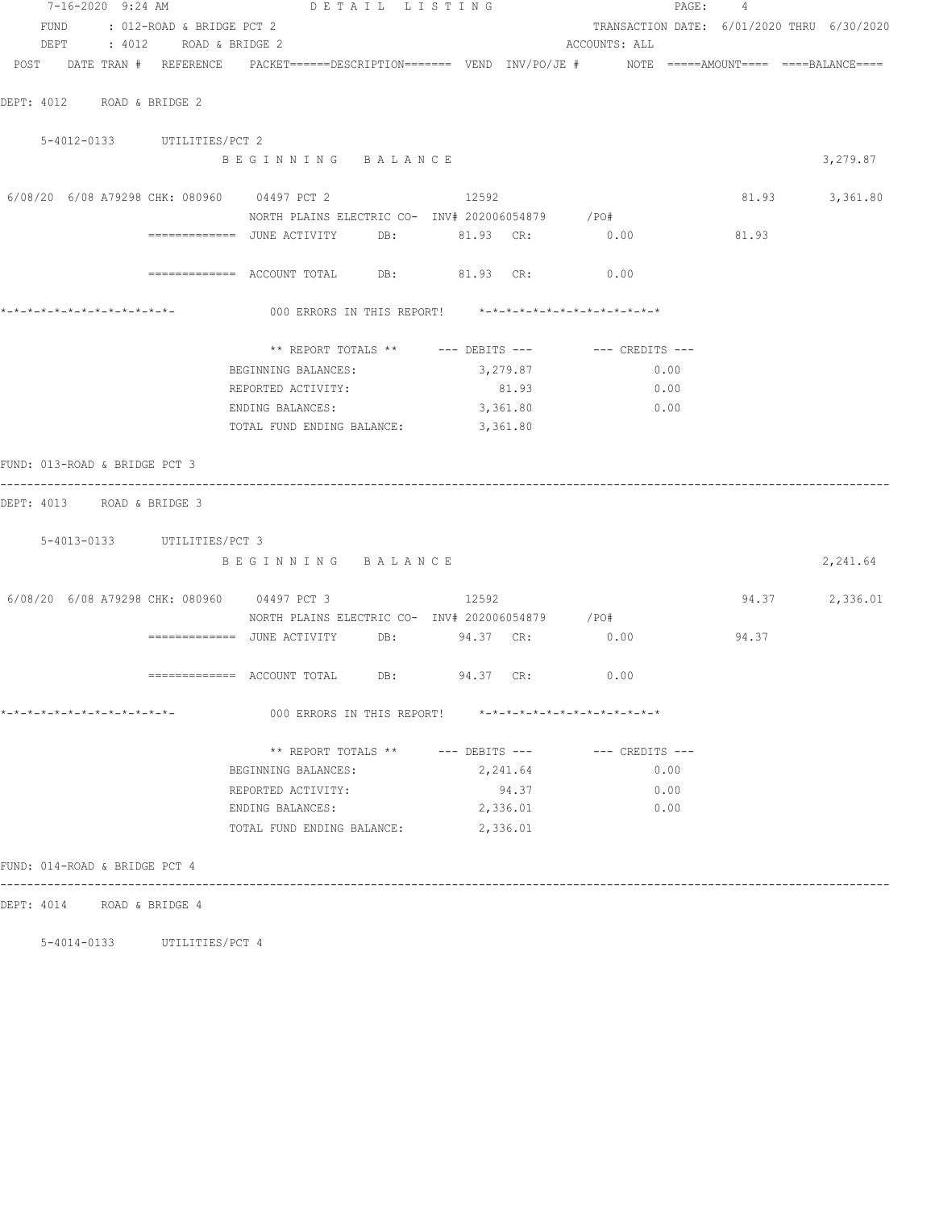FUND : 012-ROAD & BRIDGE PCT 2 TRANSACTION DATE: 6/01/2020 THRU 6/30/2020
DEPT : 4012 ROAD & BRIDGE 2 ACCOUNTS: ALL

POST DATE TRAN # REFERENCE PACKET======DESCRIPTION======= VEND INV/PO/JE # NOTE =====AMOUNT==== ====BALANCE====

DEPT: 4012 ROAD & BRIDGE 2

5-4012-0133 UTILITIES/PCT 2

B E G I N N I N G B A L A N C E 3,279.87

6/08/20 6/08 A79298 CHK: 080960 04497 PCT 2 12592 81.93 3,361.80
NORTH PLAINS ELECTRIC CO- INV# 202006054879 /PO#

============= JUNE ACTIVITY DB: 81.93 CR: 0.00 81.93

============= ACCOUNT TOTAL DB: 81.93 CR: 0.00

*-*-*-*-*-*-*-*-*-*-*-*-*- 000 ERRORS IN THIS REPORT! *-*-*-*-*-*-*-*-*-*-*-*-*-*

| ** REPORT TOTALS ** | --- DEBITS --- | --- CREDITS --- |
|---|---|---|
| BEGINNING BALANCES: | 3,279.87 | 0.00 |
| REPORTED ACTIVITY: | 81.93 | 0.00 |
| ENDING BALANCES: | 3,361.80 | 0.00 |
| TOTAL FUND ENDING BALANCE: | 3,361.80 | |

FUND: 013-ROAD & BRIDGE PCT 3

DEPT: 4013 ROAD & BRIDGE 3

5-4013-0133 UTILITIES/PCT 3

B E G I N N I N G B A L A N C E 2,241.64

6/08/20 6/08 A79298 CHK: 080960 04497 PCT 3 12592 94.37 2,336.01
NORTH PLAINS ELECTRIC CO- INV# 202006054879 /PO#

============= JUNE ACTIVITY DB: 94.37 CR: 0.00 94.37

============= ACCOUNT TOTAL DB: 94.37 CR: 0.00

*-*-*-*-*-*-*-*-*-*-*-*-*- 000 ERRORS IN THIS REPORT! *-*-*-*-*-*-*-*-*-*-*-*-*-*

| ** REPORT TOTALS ** | --- DEBITS --- | --- CREDITS --- |
|---|---|---|
| BEGINNING BALANCES: | 2,241.64 | 0.00 |
| REPORTED ACTIVITY: | 94.37 | 0.00 |
| ENDING BALANCES: | 2,336.01 | 0.00 |
| TOTAL FUND ENDING BALANCE: | 2,336.01 | |

FUND: 014-ROAD & BRIDGE PCT 4

DEPT: 4014 ROAD & BRIDGE 4

5-4014-0133 UTILITIES/PCT 4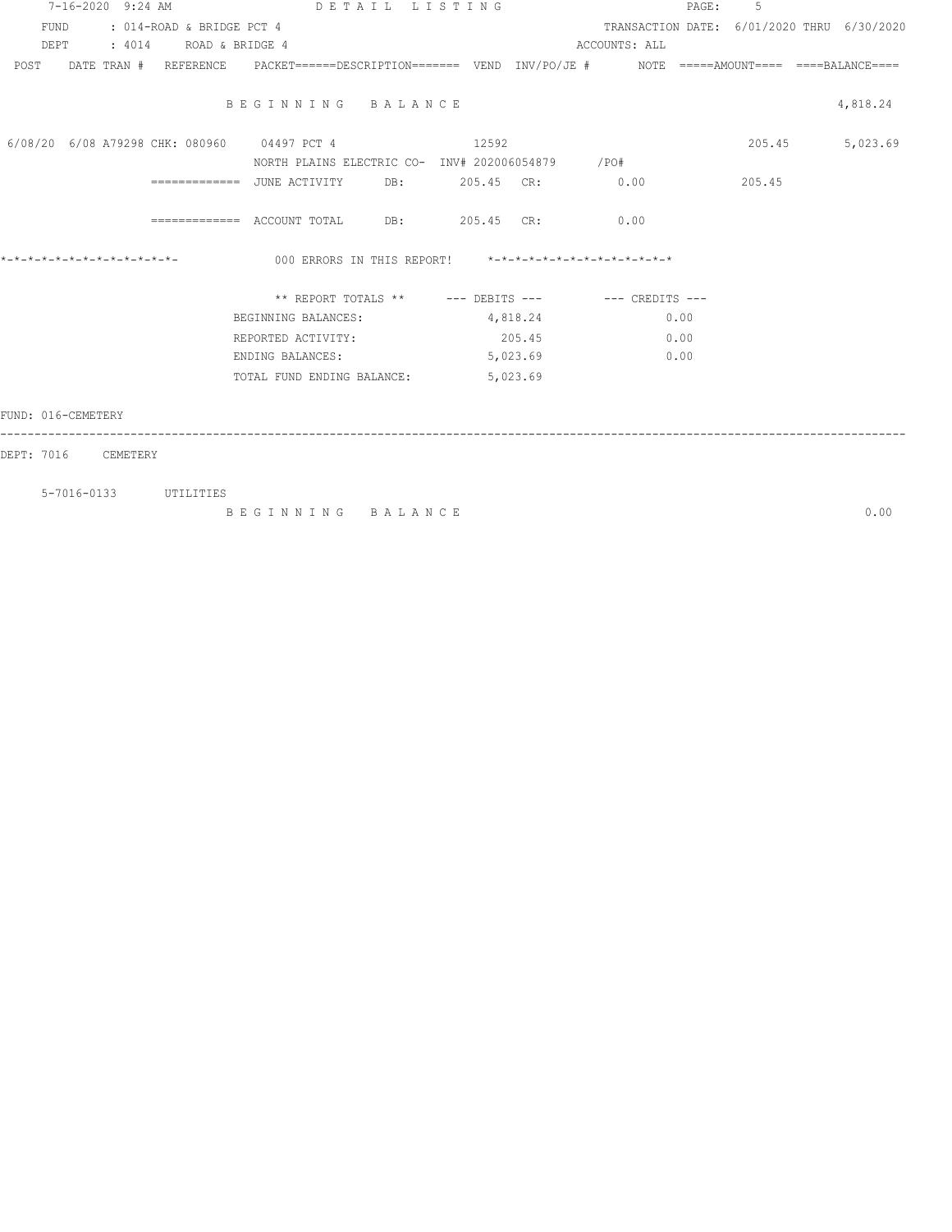FUND : 014-ROAD & BRIDGE PCT 4 TRANSACTION DATE: 6/01/2020 THRU 6/30/2020

DEPT : 4014 ROAD & BRIDGE 4 ACCOUNTS: ALL

| POST | DATE TRAN # | REFERENCE | PACKET======DESCRIPTION======= | VEND | INV/PO/JE # | NOTE | =====AMOUNT==== | ====BALANCE==== |
|---|---|---|---|---|---|---|---|---|
| | | | B E G I N N I N G   B A L A N C E | | | | | 4,818.24 |
| 6/08/20 | 6/08 A79298 | CHK: 080960 | 04497 PCT 4 | 12592 | | | 205.45 | 5,023.69 |
| | | | NORTH PLAINS ELECTRIC CO- INV# 202006054879 | | /PO# | | | |
| | | ============= | JUNE ACTIVITY DB: 205.45 CR: 0.00 | | | | 205.45 | |
| | | ============= | ACCOUNT TOTAL DB: 205.45 CR: 0.00 | | | | | |

*-*-*-*-*-*-*-*-*-*-*-*-*- 000 ERRORS IN THIS REPORT! *-*-*-*-*-*-*-*-*-*-*-*-*-*

| ** REPORT TOTALS ** | --- DEBITS --- | --- CREDITS --- |
|---|---|---|
| BEGINNING BALANCES: | 4,818.24 | 0.00 |
| REPORTED ACTIVITY: | 205.45 | 0.00 |
| ENDING BALANCES: | 5,023.69 | 0.00 |
| TOTAL FUND ENDING BALANCE: | 5,023.69 | |

FUND: 016-CEMETERY

---

DEPT: 7016 CEMETERY

5-7016-0133 UTILITIES

B E G I N N I N G   B A L A N C E 0.00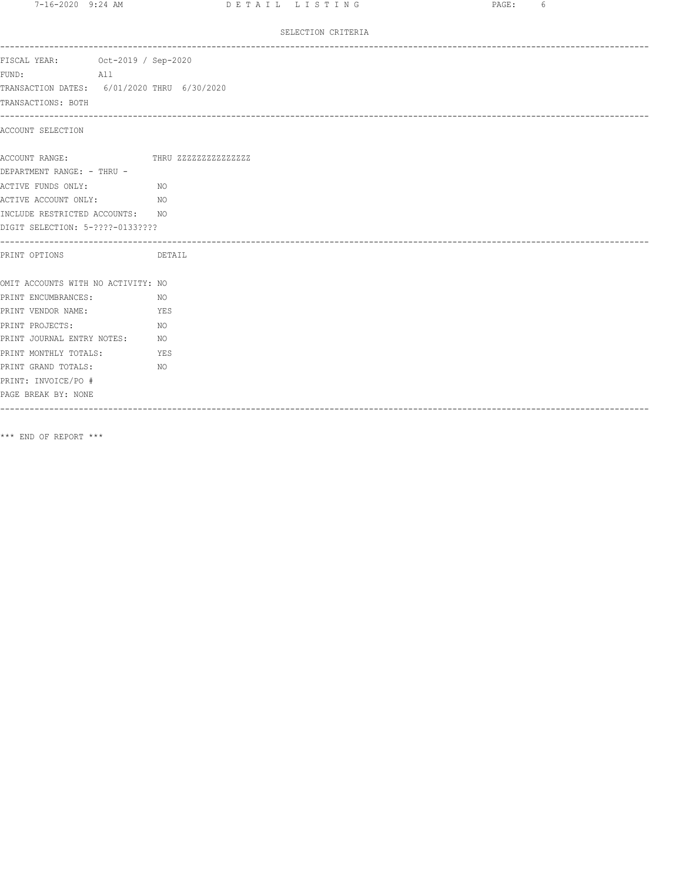SELECTION CRITERIA

---

FISCAL YEAR: Oct-2019 / Sep-2020
FUND: All
TRANSACTION DATES: 6/01/2020 THRU 6/30/2020
TRANSACTIONS: BOTH

---

ACCOUNT SELECTION

ACCOUNT RANGE: THRU ZZZZZZZZZZZZZZZ
DEPARTMENT RANGE: - THRU -
ACTIVE FUNDS ONLY: NO
ACTIVE ACCOUNT ONLY: NO
INCLUDE RESTRICTED ACCOUNTS: NO
DIGIT SELECTION: 5-????-0133????

---

PRINT OPTIONS DETAIL

OMIT ACCOUNTS WITH NO ACTIVITY: NO
PRINT ENCUMBRANCES: NO
PRINT VENDOR NAME: YES
PRINT PROJECTS: NO
PRINT JOURNAL ENTRY NOTES: NO
PRINT MONTHLY TOTALS: YES
PRINT GRAND TOTALS: NO
PRINT: INVOICE/PO #
PAGE BREAK BY: NONE

---

*** END OF REPORT ***